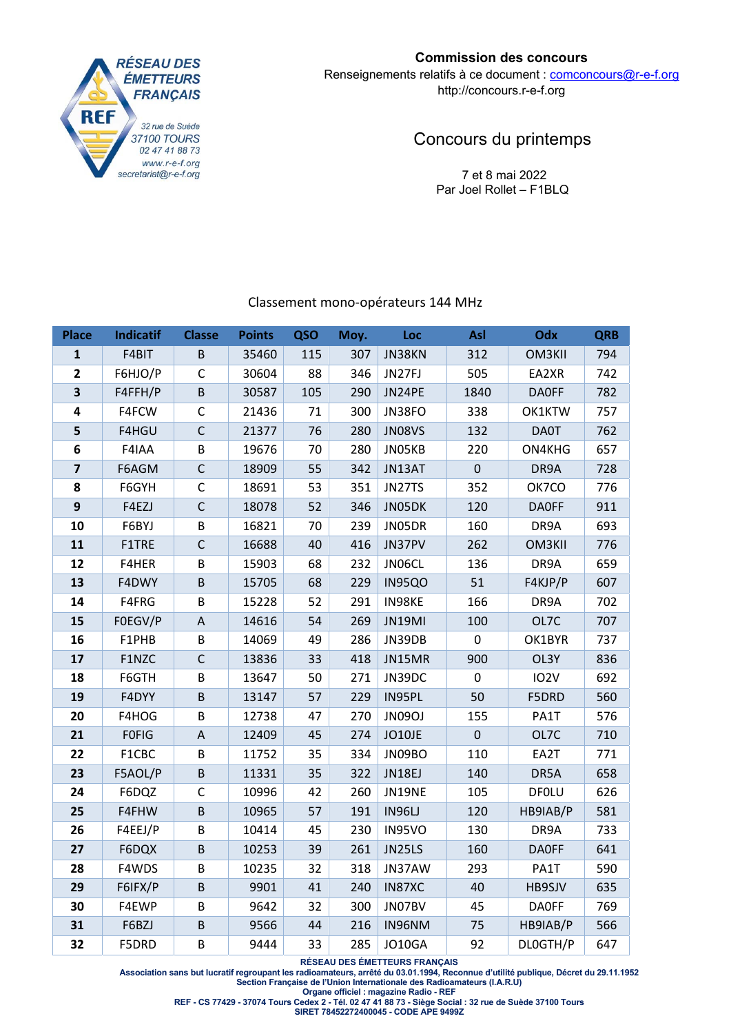RÉSEAU DES ÉMETTEURS FRANÇAIS

REF

32 rue de Suède
37100 TOURS
02 47 41 88 73
www.r-e-f.org
secretariat@r-e-f.org

**Commission des concours**
Renseignements relatifs à ce document : comconcours@r-e-f.org
http://concours.r-e-f.org

# Concours du printemps

7 et 8 mai 2022
Par Joel Rollet – F1BLQ

## Classement mono-opérateurs 144 MHz

| Place | Indicatif | Classe | Points | QSO | Moy. | Loc | Asl | Odx | QRB |
|---|---|---|---|---|---|---|---|---|---|
| 1 | F4BIT | B | 35460 | 115 | 307 | JN38KN | 312 | OM3KII | 794 |
| 2 | F6HJO/P | C | 30604 | 88 | 346 | JN27FJ | 505 | EA2XR | 742 |
| 3 | F4FFH/P | B | 30587 | 105 | 290 | JN24PE | 1840 | DA0FF | 782 |
| 4 | F4FCW | C | 21436 | 71 | 300 | JN38FO | 338 | OK1KTW | 757 |
| 5 | F4HGU | C | 21377 | 76 | 280 | JN08VS | 132 | DA0T | 762 |
| 6 | F4IAA | B | 19676 | 70 | 280 | JN05KB | 220 | ON4KHG | 657 |
| 7 | F6AGM | C | 18909 | 55 | 342 | JN13AT | 0 | DR9A | 728 |
| 8 | F6GYH | C | 18691 | 53 | 351 | JN27TS | 352 | OK7CO | 776 |
| 9 | F4EZJ | C | 18078 | 52 | 346 | JN05DK | 120 | DA0FF | 911 |
| 10 | F6BYJ | B | 16821 | 70 | 239 | JN05DR | 160 | DR9A | 693 |
| 11 | F1TRE | C | 16688 | 40 | 416 | JN37PV | 262 | OM3KII | 776 |
| 12 | F4HER | B | 15903 | 68 | 232 | JN06CL | 136 | DR9A | 659 |
| 13 | F4DWY | B | 15705 | 68 | 229 | IN95QO | 51 | F4KJP/P | 607 |
| 14 | F4FRG | B | 15228 | 52 | 291 | IN98KE | 166 | DR9A | 702 |
| 15 | F0EGV/P | A | 14616 | 54 | 269 | JN19MI | 100 | OL7C | 707 |
| 16 | F1PHB | B | 14069 | 49 | 286 | JN39DB | 0 | OK1BYR | 737 |
| 17 | F1NZC | C | 13836 | 33 | 418 | JN15MR | 900 | OL3Y | 836 |
| 18 | F6GTH | B | 13647 | 50 | 271 | JN39DC | 0 | IO2V | 692 |
| 19 | F4DYY | B | 13147 | 57 | 229 | IN95PL | 50 | F5DRD | 560 |
| 20 | F4HOG | B | 12738 | 47 | 270 | JN09OJ | 155 | PA1T | 576 |
| 21 | F0FIG | A | 12409 | 45 | 274 | JO10JE | 0 | OL7C | 710 |
| 22 | F1CBC | B | 11752 | 35 | 334 | JN09BO | 110 | EA2T | 771 |
| 23 | F5AOL/P | B | 11331 | 35 | 322 | JN18EJ | 140 | DR5A | 658 |
| 24 | F6DQZ | C | 10996 | 42 | 260 | JN19NE | 105 | DF0LU | 626 |
| 25 | F4FHW | B | 10965 | 57 | 191 | IN96LJ | 120 | HB9IAB/P | 581 |
| 26 | F4EEJ/P | B | 10414 | 45 | 230 | IN95VO | 130 | DR9A | 733 |
| 27 | F6DQX | B | 10253 | 39 | 261 | JN25LS | 160 | DA0FF | 641 |
| 28 | F4WDS | B | 10235 | 32 | 318 | JN37AW | 293 | PA1T | 590 |
| 29 | F6IFX/P | B | 9901 | 41 | 240 | IN87XC | 40 | HB9SJV | 635 |
| 30 | F4EWP | B | 9642 | 32 | 300 | JN07BV | 45 | DA0FF | 769 |
| 31 | F6BZJ | B | 9566 | 44 | 216 | IN96NM | 75 | HB9IAB/P | 566 |
| 32 | F5DRD | B | 9444 | 33 | 285 | JO10GA | 92 | DL0GTH/P | 647 |

**RÉSEAU DES ÉMETTEURS FRANÇAIS**
**Association sans but lucratif regroupant les radioamateurs, arrêté du 03.01.1994, Reconnue d'utilité publique, Décret du 29.11.1952**
**Section Française de l'Union Internationale des Radioamateurs (I.A.R.U)**
**Organe officiel : magazine Radio - REF**
**REF - CS 77429 - 37074 Tours Cedex 2 - Tél. 02 47 41 88 73 - Siège Social : 32 rue de Suède 37100 Tours**
**SIRET 78452272400045 - CODE APE 9499Z**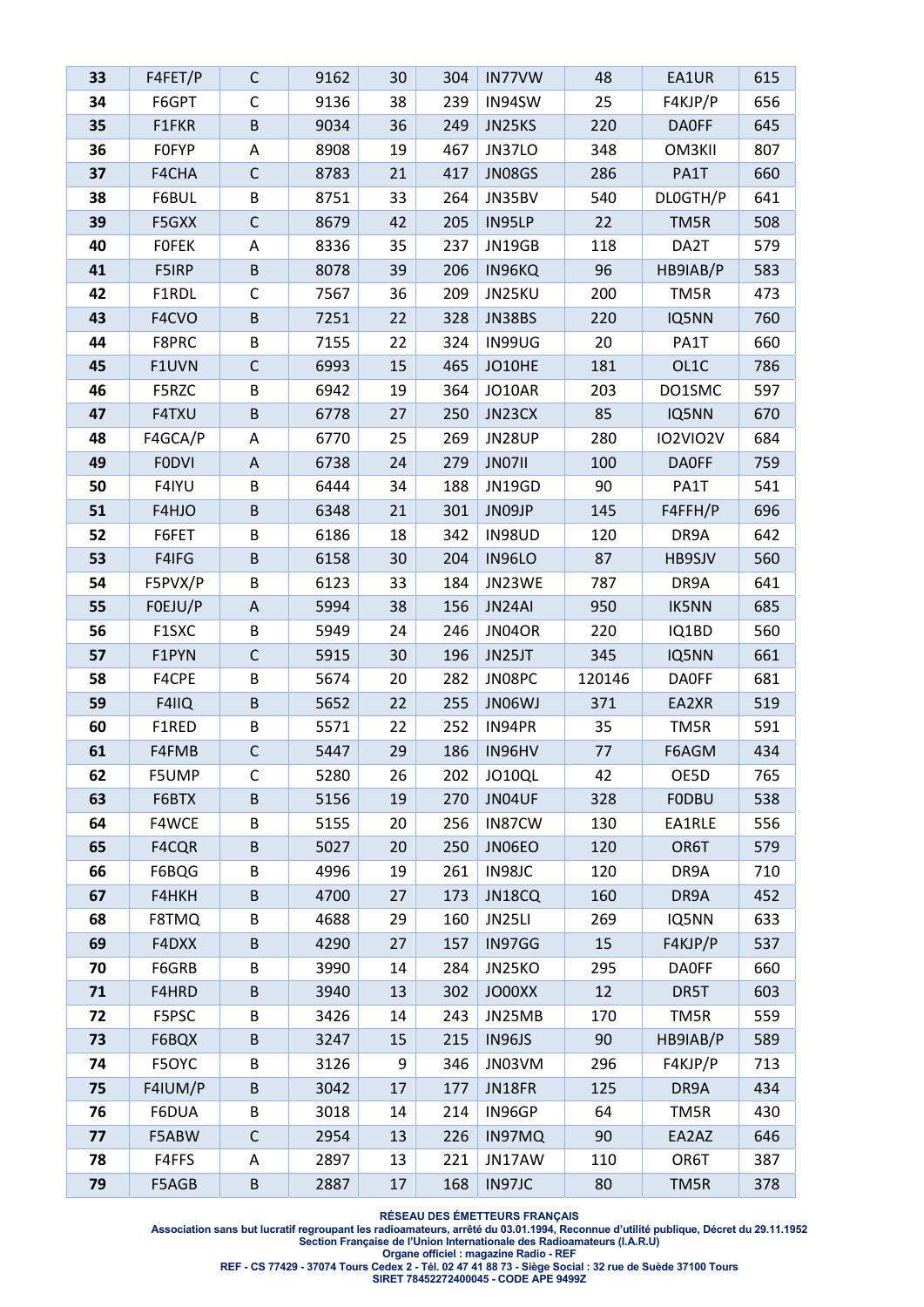| 33 | F4FET/P | C | 9162 | 30 | 304 | IN77VW | 48 | EA1UR | 615 |
|---|---|---|---|---|---|---|---|---|---|
| 34 | F6GPT | C | 9136 | 38 | 239 | IN94SW | 25 | F4KJP/P | 656 |
| 35 | F1FKR | B | 9034 | 36 | 249 | JN25KS | 220 | DA0FF | 645 |
| 36 | F0FYP | A | 8908 | 19 | 467 | JN37LO | 348 | OM3KII | 807 |
| 37 | F4CHA | C | 8783 | 21 | 417 | JN08GS | 286 | PA1T | 660 |
| 38 | F6BUL | B | 8751 | 33 | 264 | JN35BV | 540 | DL0GTH/P | 641 |
| 39 | F5GXX | C | 8679 | 42 | 205 | IN95LP | 22 | TM5R | 508 |
| 40 | F0FEK | A | 8336 | 35 | 237 | JN19GB | 118 | DA2T | 579 |
| 41 | F5IRP | B | 8078 | 39 | 206 | IN96KQ | 96 | HB9IAB/P | 583 |
| 42 | F1RDL | C | 7567 | 36 | 209 | JN25KU | 200 | TM5R | 473 |
| 43 | F4CVO | B | 7251 | 22 | 328 | JN38BS | 220 | IQ5NN | 760 |
| 44 | F8PRC | B | 7155 | 22 | 324 | IN99UG | 20 | PA1T | 660 |
| 45 | F1UVN | C | 6993 | 15 | 465 | JO10HE | 181 | OL1C | 786 |
| 46 | F5RZC | B | 6942 | 19 | 364 | JO10AR | 203 | DO1SMC | 597 |
| 47 | F4TXU | B | 6778 | 27 | 250 | JN23CX | 85 | IQ5NN | 670 |
| 48 | F4GCA/P | A | 6770 | 25 | 269 | JN28UP | 280 | IO2VIO2V | 684 |
| 49 | F0DVI | A | 6738 | 24 | 279 | JN07II | 100 | DA0FF | 759 |
| 50 | F4IYU | B | 6444 | 34 | 188 | JN19GD | 90 | PA1T | 541 |
| 51 | F4HJO | B | 6348 | 21 | 301 | JN09JP | 145 | F4FFH/P | 696 |
| 52 | F6FET | B | 6186 | 18 | 342 | IN98UD | 120 | DR9A | 642 |
| 53 | F4IFG | B | 6158 | 30 | 204 | IN96LO | 87 | HB9SJV | 560 |
| 54 | F5PVX/P | B | 6123 | 33 | 184 | JN23WE | 787 | DR9A | 641 |
| 55 | F0EJU/P | A | 5994 | 38 | 156 | JN24AI | 950 | IK5NN | 685 |
| 56 | F1SXC | B | 5949 | 24 | 246 | JN04OR | 220 | IQ1BD | 560 |
| 57 | F1PYN | C | 5915 | 30 | 196 | JN25JT | 345 | IQ5NN | 661 |
| 58 | F4CPE | B | 5674 | 20 | 282 | JN08PC | 120146 | DA0FF | 681 |
| 59 | F4IIQ | B | 5652 | 22 | 255 | JN06WJ | 371 | EA2XR | 519 |
| 60 | F1RED | B | 5571 | 22 | 252 | IN94PR | 35 | TM5R | 591 |
| 61 | F4FMB | C | 5447 | 29 | 186 | IN96HV | 77 | F6AGM | 434 |
| 62 | F5UMP | C | 5280 | 26 | 202 | JO10QL | 42 | OE5D | 765 |
| 63 | F6BTX | B | 5156 | 19 | 270 | JN04UF | 328 | F0DBU | 538 |
| 64 | F4WCE | B | 5155 | 20 | 256 | IN87CW | 130 | EA1RLE | 556 |
| 65 | F4CQR | B | 5027 | 20 | 250 | JN06EO | 120 | OR6T | 579 |
| 66 | F6BQG | B | 4996 | 19 | 261 | IN98JC | 120 | DR9A | 710 |
| 67 | F4HKH | B | 4700 | 27 | 173 | JN18CQ | 160 | DR9A | 452 |
| 68 | F8TMQ | B | 4688 | 29 | 160 | JN25LI | 269 | IQ5NN | 633 |
| 69 | F4DXX | B | 4290 | 27 | 157 | IN97GG | 15 | F4KJP/P | 537 |
| 70 | F6GRB | B | 3990 | 14 | 284 | JN25KO | 295 | DA0FF | 660 |
| 71 | F4HRD | B | 3940 | 13 | 302 | JO00XX | 12 | DR5T | 603 |
| 72 | F5PSC | B | 3426 | 14 | 243 | JN25MB | 170 | TM5R | 559 |
| 73 | F6BQX | B | 3247 | 15 | 215 | IN96JS | 90 | HB9IAB/P | 589 |
| 74 | F5OYC | B | 3126 | 9 | 346 | JN03VM | 296 | F4KJP/P | 713 |
| 75 | F4IUM/P | B | 3042 | 17 | 177 | JN18FR | 125 | DR9A | 434 |
| 76 | F6DUA | B | 3018 | 14 | 214 | IN96GP | 64 | TM5R | 430 |
| 77 | F5ABW | C | 2954 | 13 | 226 | IN97MQ | 90 | EA2AZ | 646 |
| 78 | F4FFS | A | 2897 | 13 | 221 | JN17AW | 110 | OR6T | 387 |
| 79 | F5AGB | B | 2887 | 17 | 168 | IN97JC | 80 | TM5R | 378 |

**RÉSEAU DES ÉMETTEURS FRANÇAIS**
**Association sans but lucratif regroupant les radioamateurs, arrêté du 03.01.1994, Reconnue d'utilité publique, Décret du 29.11.1952**
**Section Française de l'Union Internationale des Radioamateurs (I.A.R.U)**
**Organe officiel : magazine Radio - REF**
**REF - CS 77429 - 37074 Tours Cedex 2 - Tél. 02 47 41 88 73 - Siège Social : 32 rue de Suède 37100 Tours**
**SIRET 78452272400045 - CODE APE 9499Z**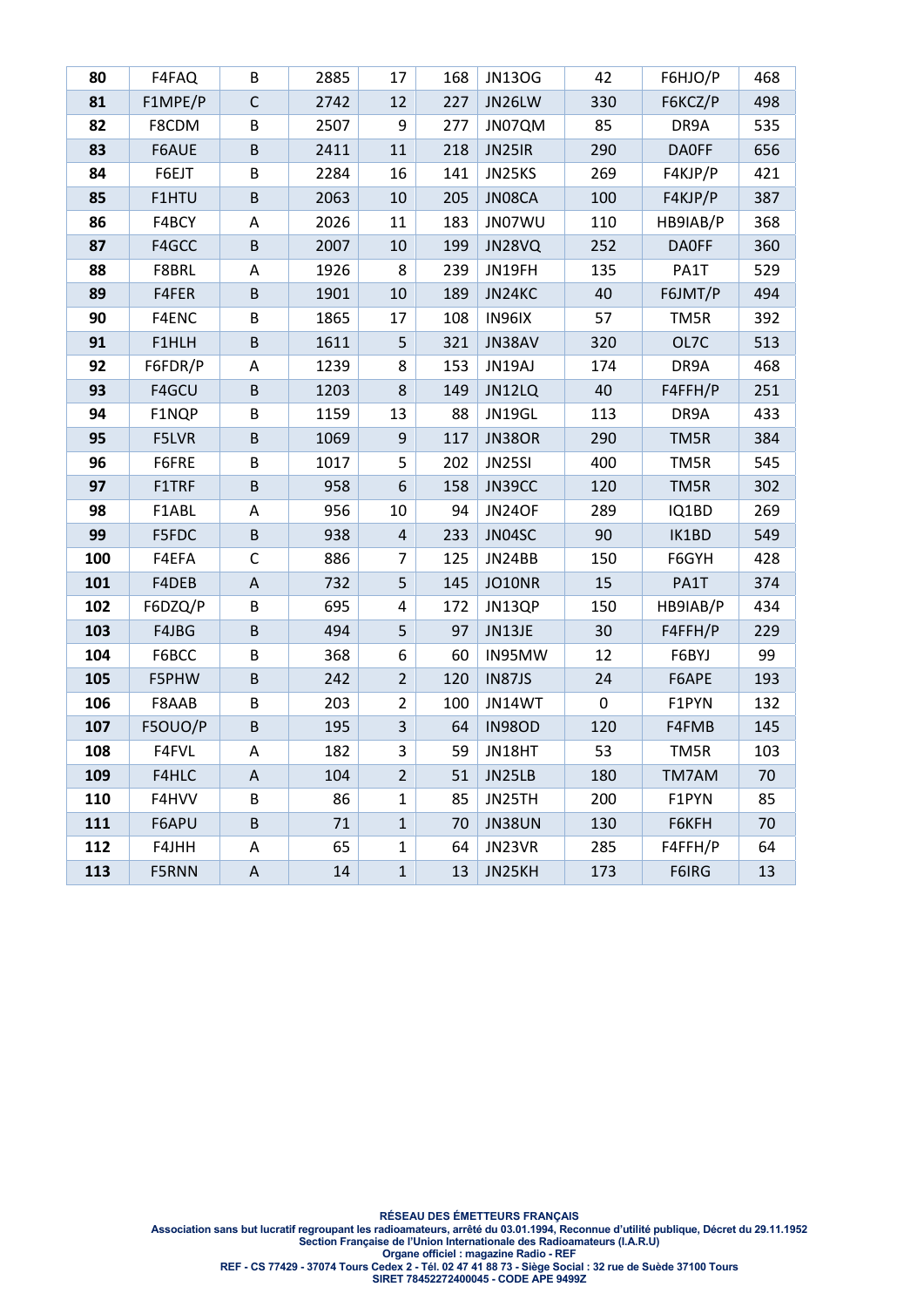| 80 | F4FAQ | B | 2885 | 17 | 168 | JN13OG | 42 | F6HJO/P | 468 |
|---|---|---|---|---|---|---|---|---|---|
| 81 | F1MPE/P | C | 2742 | 12 | 227 | JN26LW | 330 | F6KCZ/P | 498 |
| 82 | F8CDM | B | 2507 | 9 | 277 | JN07QM | 85 | DR9A | 535 |
| 83 | F6AUE | B | 2411 | 11 | 218 | JN25IR | 290 | DA0FF | 656 |
| 84 | F6EJT | B | 2284 | 16 | 141 | JN25KS | 269 | F4KJP/P | 421 |
| 85 | F1HTU | B | 2063 | 10 | 205 | JN08CA | 100 | F4KJP/P | 387 |
| 86 | F4BCY | A | 2026 | 11 | 183 | JN07WU | 110 | HB9IAB/P | 368 |
| 87 | F4GCC | B | 2007 | 10 | 199 | JN28VQ | 252 | DA0FF | 360 |
| 88 | F8BRL | A | 1926 | 8 | 239 | JN19FH | 135 | PA1T | 529 |
| 89 | F4FER | B | 1901 | 10 | 189 | JN24KC | 40 | F6JMT/P | 494 |
| 90 | F4ENC | B | 1865 | 17 | 108 | IN96IX | 57 | TM5R | 392 |
| 91 | F1HLH | B | 1611 | 5 | 321 | JN38AV | 320 | OL7C | 513 |
| 92 | F6FDR/P | A | 1239 | 8 | 153 | JN19AJ | 174 | DR9A | 468 |
| 93 | F4GCU | B | 1203 | 8 | 149 | JN12LQ | 40 | F4FFH/P | 251 |
| 94 | F1NQP | B | 1159 | 13 | 88 | JN19GL | 113 | DR9A | 433 |
| 95 | F5LVR | B | 1069 | 9 | 117 | JN38OR | 290 | TM5R | 384 |
| 96 | F6FRE | B | 1017 | 5 | 202 | JN25SI | 400 | TM5R | 545 |
| 97 | F1TRF | B | 958 | 6 | 158 | JN39CC | 120 | TM5R | 302 |
| 98 | F1ABL | A | 956 | 10 | 94 | JN24OF | 289 | IQ1BD | 269 |
| 99 | F5FDC | B | 938 | 4 | 233 | JN04SC | 90 | IK1BD | 549 |
| 100 | F4EFA | C | 886 | 7 | 125 | JN24BB | 150 | F6GYH | 428 |
| 101 | F4DEB | A | 732 | 5 | 145 | JO10NR | 15 | PA1T | 374 |
| 102 | F6DZQ/P | B | 695 | 4 | 172 | JN13QP | 150 | HB9IAB/P | 434 |
| 103 | F4JBG | B | 494 | 5 | 97 | JN13JE | 30 | F4FFH/P | 229 |
| 104 | F6BCC | B | 368 | 6 | 60 | IN95MW | 12 | F6BYJ | 99 |
| 105 | F5PHW | B | 242 | 2 | 120 | IN87JS | 24 | F6APE | 193 |
| 106 | F8AAB | B | 203 | 2 | 100 | JN14WT | 0 | F1PYN | 132 |
| 107 | F5OUO/P | B | 195 | 3 | 64 | IN98OD | 120 | F4FMB | 145 |
| 108 | F4FVL | A | 182 | 3 | 59 | JN18HT | 53 | TM5R | 103 |
| 109 | F4HLC | A | 104 | 2 | 51 | JN25LB | 180 | TM7AM | 70 |
| 110 | F4HVV | B | 86 | 1 | 85 | JN25TH | 200 | F1PYN | 85 |
| 111 | F6APU | B | 71 | 1 | 70 | JN38UN | 130 | F6KFH | 70 |
| 112 | F4JHH | A | 65 | 1 | 64 | JN23VR | 285 | F4FFH/P | 64 |
| 113 | F5RNN | A | 14 | 1 | 13 | JN25KH | 173 | F6IRG | 13 |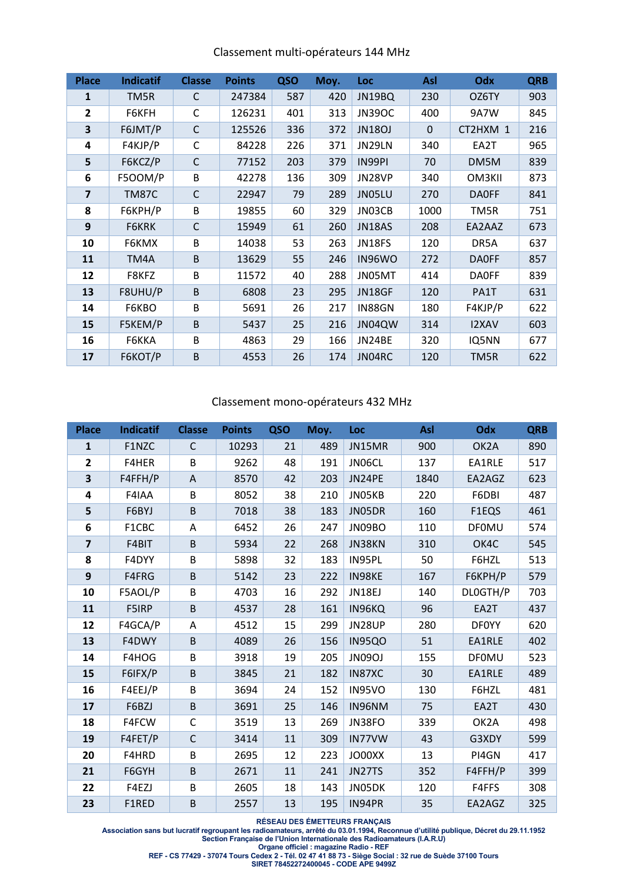Classement multi-opérateurs 144 MHz

| Place | Indicatif | Classe | Points | QSO | Moy. | Loc | Asl | Odx | QRB |
|---|---|---|---|---|---|---|---|---|---|
| 1 | TM5R | C | 247384 | 587 | 420 | JN19BQ | 230 | OZ6TY | 903 |
| 2 | F6KFH | C | 126231 | 401 | 313 | JN39OC | 400 | 9A7W | 845 |
| 3 | F6JMT/P | C | 125526 | 336 | 372 | JN18OJ | 0 | CT2HXM 1 | 216 |
| 4 | F4KJP/P | C | 84228 | 226 | 371 | JN29LN | 340 | EA2T | 965 |
| 5 | F6KCZ/P | C | 77152 | 203 | 379 | IN99PI | 70 | DM5M | 839 |
| 6 | F5OOM/P | B | 42278 | 136 | 309 | JN28VP | 340 | OM3KII | 873 |
| 7 | TM87C | C | 22947 | 79 | 289 | JN05LU | 270 | DA0FF | 841 |
| 8 | F6KPH/P | B | 19855 | 60 | 329 | JN03CB | 1000 | TM5R | 751 |
| 9 | F6KRK | C | 15949 | 61 | 260 | JN18AS | 208 | EA2AAZ | 673 |
| 10 | F6KMX | B | 14038 | 53 | 263 | JN18FS | 120 | DR5A | 637 |
| 11 | TM4A | B | 13629 | 55 | 246 | IN96WO | 272 | DA0FF | 857 |
| 12 | F8KFZ | B | 11572 | 40 | 288 | JN05MT | 414 | DA0FF | 839 |
| 13 | F8UHU/P | B | 6808 | 23 | 295 | JN18GF | 120 | PA1T | 631 |
| 14 | F6KBO | B | 5691 | 26 | 217 | IN88GN | 180 | F4KJP/P | 622 |
| 15 | F5KEM/P | B | 5437 | 25 | 216 | JN04QW | 314 | I2XAV | 603 |
| 16 | F6KKA | B | 4863 | 29 | 166 | JN24BE | 320 | IQ5NN | 677 |
| 17 | F6KOT/P | B | 4553 | 26 | 174 | JN04RC | 120 | TM5R | 622 |

Classement mono-opérateurs 432 MHz

| Place | Indicatif | Classe | Points | QSO | Moy. | Loc | Asl | Odx | QRB |
|---|---|---|---|---|---|---|---|---|---|
| 1 | F1NZC | C | 10293 | 21 | 489 | JN15MR | 900 | OK2A | 890 |
| 2 | F4HER | B | 9262 | 48 | 191 | JN06CL | 137 | EA1RLE | 517 |
| 3 | F4FFH/P | A | 8570 | 42 | 203 | JN24PE | 1840 | EA2AGZ | 623 |
| 4 | F4IAA | B | 8052 | 38 | 210 | JN05KB | 220 | F6DBI | 487 |
| 5 | F6BYJ | B | 7018 | 38 | 183 | JN05DR | 160 | F1EQS | 461 |
| 6 | F1CBC | A | 6452 | 26 | 247 | JN09BO | 110 | DF0MU | 574 |
| 7 | F4BIT | B | 5934 | 22 | 268 | JN38KN | 310 | OK4C | 545 |
| 8 | F4DYY | B | 5898 | 32 | 183 | IN95PL | 50 | F6HZL | 513 |
| 9 | F4FRG | B | 5142 | 23 | 222 | IN98KE | 167 | F6KPH/P | 579 |
| 10 | F5AOL/P | B | 4703 | 16 | 292 | JN18EJ | 140 | DL0GTH/P | 703 |
| 11 | F5IRP | B | 4537 | 28 | 161 | IN96KQ | 96 | EA2T | 437 |
| 12 | F4GCA/P | A | 4512 | 15 | 299 | JN28UP | 280 | DF0YY | 620 |
| 13 | F4DWY | B | 4089 | 26 | 156 | IN95QO | 51 | EA1RLE | 402 |
| 14 | F4HOG | B | 3918 | 19 | 205 | JN09OJ | 155 | DF0MU | 523 |
| 15 | F6IFX/P | B | 3845 | 21 | 182 | IN87XC | 30 | EA1RLE | 489 |
| 16 | F4EEJ/P | B | 3694 | 24 | 152 | IN95VO | 130 | F6HZL | 481 |
| 17 | F6BZJ | B | 3691 | 25 | 146 | IN96NM | 75 | EA2T | 430 |
| 18 | F4FCW | C | 3519 | 13 | 269 | JN38FO | 339 | OK2A | 498 |
| 19 | F4FET/P | C | 3414 | 11 | 309 | IN77VW | 43 | G3XDY | 599 |
| 20 | F4HRD | B | 2695 | 12 | 223 | JO00XX | 13 | PI4GN | 417 |
| 21 | F6GYH | B | 2671 | 11 | 241 | JN27TS | 352 | F4FFH/P | 399 |
| 22 | F4EZJ | B | 2605 | 18 | 143 | JN05DK | 120 | F4FFS | 308 |
| 23 | F1RED | B | 2557 | 13 | 195 | IN94PR | 35 | EA2AGZ | 325 |

**RÉSEAU DES ÉMETTEURS FRANÇAIS**
**Association sans but lucratif regroupant les radioamateurs, arrêté du 03.01.1994, Reconnue d'utilité publique, Décret du 29.11.1952**
**Section Française de l'Union Internationale des Radioamateurs (I.A.R.U)**
**Organe officiel : magazine Radio - REF**
**REF - CS 77429 - 37074 Tours Cedex 2 - Tél. 02 47 41 88 73 - Siège Social : 32 rue de Suède 37100 Tours**
**SIRET 78452272400045 - CODE APE 9499Z**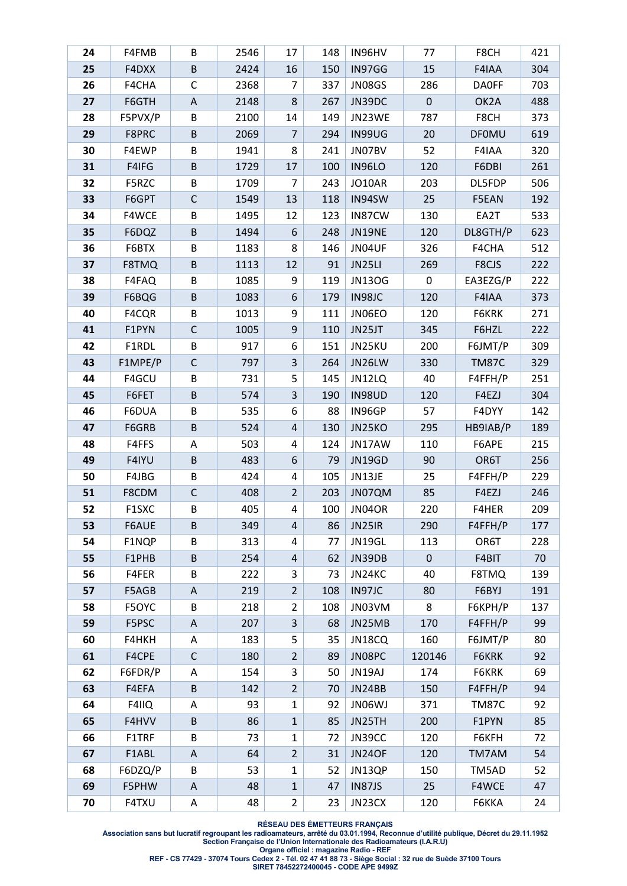| | | | | | | | | | |
|---|---|---|---|---|---|---|---|---|---|
| **24** | F4FMB | B | 2546 | 17 | 148 | IN96HV | 77 | F8CH | 421 |
| **25** | F4DXX | B | 2424 | 16 | 150 | IN97GG | 15 | F4IAA | 304 |
| **26** | F4CHA | C | 2368 | 7 | 337 | JN08GS | 286 | DA0FF | 703 |
| **27** | F6GTH | A | 2148 | 8 | 267 | JN39DC | 0 | OK2A | 488 |
| **28** | F5PVX/P | B | 2100 | 14 | 149 | JN23WE | 787 | F8CH | 373 |
| **29** | F8PRC | B | 2069 | 7 | 294 | IN99UG | 20 | DF0MU | 619 |
| **30** | F4EWP | B | 1941 | 8 | 241 | JN07BV | 52 | F4IAA | 320 |
| **31** | F4IFG | B | 1729 | 17 | 100 | IN96LO | 120 | F6DBI | 261 |
| **32** | F5RZC | B | 1709 | 7 | 243 | JO10AR | 203 | DL5FDP | 506 |
| **33** | F6GPT | C | 1549 | 13 | 118 | IN94SW | 25 | F5EAN | 192 |
| **34** | F4WCE | B | 1495 | 12 | 123 | IN87CW | 130 | EA2T | 533 |
| **35** | F6DQZ | B | 1494 | 6 | 248 | JN19NE | 120 | DL8GTH/P | 623 |
| **36** | F6BTX | B | 1183 | 8 | 146 | JN04UF | 326 | F4CHA | 512 |
| **37** | F8TMQ | B | 1113 | 12 | 91 | JN25LI | 269 | F8CJS | 222 |
| **38** | F4FAQ | B | 1085 | 9 | 119 | JN13OG | 0 | EA3EZG/P | 222 |
| **39** | F6BQG | B | 1083 | 6 | 179 | IN98JC | 120 | F4IAA | 373 |
| **40** | F4CQR | B | 1013 | 9 | 111 | JN06EO | 120 | F6KRK | 271 |
| **41** | F1PYN | C | 1005 | 9 | 110 | JN25JT | 345 | F6HZL | 222 |
| **42** | F1RDL | B | 917 | 6 | 151 | JN25KU | 200 | F6JMT/P | 309 |
| **43** | F1MPE/P | C | 797 | 3 | 264 | JN26LW | 330 | TM87C | 329 |
| **44** | F4GCU | B | 731 | 5 | 145 | JN12LQ | 40 | F4FFH/P | 251 |
| **45** | F6FET | B | 574 | 3 | 190 | IN98UD | 120 | F4EZJ | 304 |
| **46** | F6DUA | B | 535 | 6 | 88 | IN96GP | 57 | F4DYY | 142 |
| **47** | F6GRB | B | 524 | 4 | 130 | JN25KO | 295 | HB9IAB/P | 189 |
| **48** | F4FFS | A | 503 | 4 | 124 | JN17AW | 110 | F6APE | 215 |
| **49** | F4IYU | B | 483 | 6 | 79 | JN19GD | 90 | OR6T | 256 |
| **50** | F4JBG | B | 424 | 4 | 105 | JN13JE | 25 | F4FFH/P | 229 |
| **51** | F8CDM | C | 408 | 2 | 203 | JN07QM | 85 | F4EZJ | 246 |
| **52** | F1SXC | B | 405 | 4 | 100 | JN04OR | 220 | F4HER | 209 |
| **53** | F6AUE | B | 349 | 4 | 86 | JN25IR | 290 | F4FFH/P | 177 |
| **54** | F1NQP | B | 313 | 4 | 77 | JN19GL | 113 | OR6T | 228 |
| **55** | F1PHB | B | 254 | 4 | 62 | JN39DB | 0 | F4BIT | 70 |
| **56** | F4FER | B | 222 | 3 | 73 | JN24KC | 40 | F8TMQ | 139 |
| **57** | F5AGB | A | 219 | 2 | 108 | IN97JC | 80 | F6BYJ | 191 |
| **58** | F5OYC | B | 218 | 2 | 108 | JN03VM | 8 | F6KPH/P | 137 |
| **59** | F5PSC | A | 207 | 3 | 68 | JN25MB | 170 | F4FFH/P | 99 |
| **60** | F4HKH | A | 183 | 5 | 35 | JN18CQ | 160 | F6JMT/P | 80 |
| **61** | F4CPE | C | 180 | 2 | 89 | JN08PC | 120146 | F6KRK | 92 |
| **62** | F6FDR/P | A | 154 | 3 | 50 | JN19AJ | 174 | F6KRK | 69 |
| **63** | F4EFA | B | 142 | 2 | 70 | JN24BB | 150 | F4FFH/P | 94 |
| **64** | F4IIQ | A | 93 | 1 | 92 | JN06WJ | 371 | TM87C | 92 |
| **65** | F4HVV | B | 86 | 1 | 85 | JN25TH | 200 | F1PYN | 85 |
| **66** | F1TRF | B | 73 | 1 | 72 | JN39CC | 120 | F6KFH | 72 |
| **67** | F1ABL | A | 64 | 2 | 31 | JN24OF | 120 | TM7AM | 54 |
| **68** | F6DZQ/P | B | 53 | 1 | 52 | JN13QP | 150 | TM5AD | 52 |
| **69** | F5PHW | A | 48 | 1 | 47 | IN87JS | 25 | F4WCE | 47 |
| **70** | F4TXU | A | 48 | 2 | 23 | JN23CX | 120 | F6KKA | 24 |

**RÉSEAU DES ÉMETTEURS FRANÇAIS**
**Association sans but lucratif regroupant les radioamateurs, arrêté du 03.01.1994, Reconnue d'utilité publique, Décret du 29.11.1952**
**Section Française de l'Union Internationale des Radioamateurs (I.A.R.U)**
**Organe officiel : magazine Radio - REF**
**REF - CS 77429 - 37074 Tours Cedex 2 - Tél. 02 47 41 88 73 - Siège Social : 32 rue de Suède 37100 Tours**
**SIRET 78452272400045 - CODE APE 9499Z**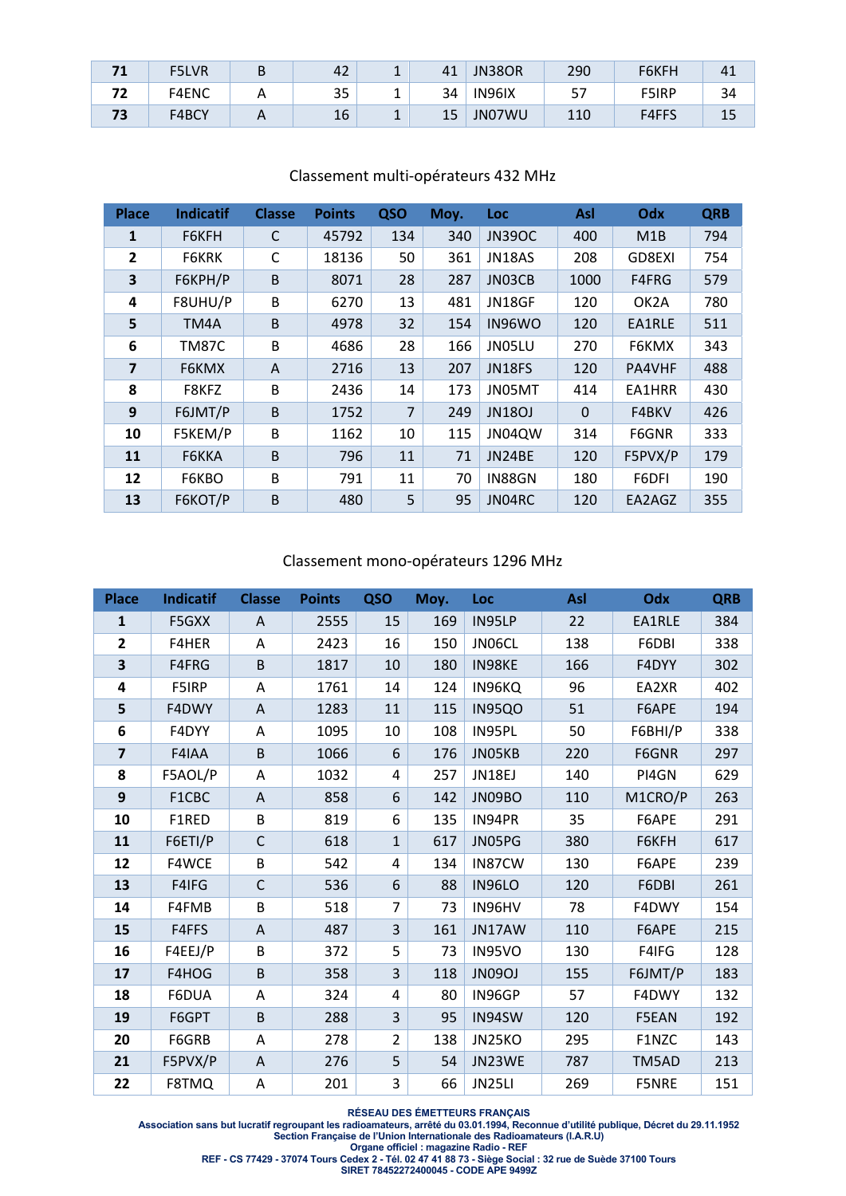| 71 | F5LVR | B | 42 | 1 | 41 | JN38OR | 290 | F6KFH | 41 |
|---|---|---|---|---|---|---|---|---|---|
| 72 | F4ENC | A | 35 | 1 | 34 | IN96IX | 57 | F5IRP | 34 |
| 73 | F4BCY | A | 16 | 1 | 15 | JN07WU | 110 | F4FFS | 15 |

## Classement multi-opérateurs 432 MHz

| Place | Indicatif | Classe | Points | QSO | Moy. | Loc | Asl | Odx | QRB |
|---|---|---|---|---|---|---|---|---|---|
| 1 | F6KFH | C | 45792 | 134 | 340 | JN39OC | 400 | M1B | 794 |
| 2 | F6KRK | C | 18136 | 50 | 361 | JN18AS | 208 | GD8EXI | 754 |
| 3 | F6KPH/P | B | 8071 | 28 | 287 | JN03CB | 1000 | F4FRG | 579 |
| 4 | F8UHU/P | B | 6270 | 13 | 481 | JN18GF | 120 | OK2A | 780 |
| 5 | TM4A | B | 4978 | 32 | 154 | IN96WO | 120 | EA1RLE | 511 |
| 6 | TM87C | B | 4686 | 28 | 166 | JN05LU | 270 | F6KMX | 343 |
| 7 | F6KMX | A | 2716 | 13 | 207 | JN18FS | 120 | PA4VHF | 488 |
| 8 | F8KFZ | B | 2436 | 14 | 173 | JN05MT | 414 | EA1HRR | 430 |
| 9 | F6JMT/P | B | 1752 | 7 | 249 | JN18OJ | 0 | F4BKV | 426 |
| 10 | F5KEM/P | B | 1162 | 10 | 115 | JN04QW | 314 | F6GNR | 333 |
| 11 | F6KKA | B | 796 | 11 | 71 | JN24BE | 120 | F5PVX/P | 179 |
| 12 | F6KBO | B | 791 | 11 | 70 | IN88GN | 180 | F6DFI | 190 |
| 13 | F6KOT/P | B | 480 | 5 | 95 | JN04RC | 120 | EA2AGZ | 355 |

## Classement mono-opérateurs 1296 MHz

| Place | Indicatif | Classe | Points | QSO | Moy. | Loc | Asl | Odx | QRB |
|---|---|---|---|---|---|---|---|---|---|
| 1 | F5GXX | A | 2555 | 15 | 169 | IN95LP | 22 | EA1RLE | 384 |
| 2 | F4HER | A | 2423 | 16 | 150 | JN06CL | 138 | F6DBI | 338 |
| 3 | F4FRG | B | 1817 | 10 | 180 | IN98KE | 166 | F4DYY | 302 |
| 4 | F5IRP | A | 1761 | 14 | 124 | IN96KQ | 96 | EA2XR | 402 |
| 5 | F4DWY | A | 1283 | 11 | 115 | IN95QO | 51 | F6APE | 194 |
| 6 | F4DYY | A | 1095 | 10 | 108 | IN95PL | 50 | F6BHI/P | 338 |
| 7 | F4IAA | B | 1066 | 6 | 176 | JN05KB | 220 | F6GNR | 297 |
| 8 | F5AOL/P | A | 1032 | 4 | 257 | JN18EJ | 140 | PI4GN | 629 |
| 9 | F1CBC | A | 858 | 6 | 142 | JN09BO | 110 | M1CRO/P | 263 |
| 10 | F1RED | B | 819 | 6 | 135 | IN94PR | 35 | F6APE | 291 |
| 11 | F6ETI/P | C | 618 | 1 | 617 | JN05PG | 380 | F6KFH | 617 |
| 12 | F4WCE | B | 542 | 4 | 134 | IN87CW | 130 | F6APE | 239 |
| 13 | F4IFG | C | 536 | 6 | 88 | IN96LO | 120 | F6DBI | 261 |
| 14 | F4FMB | B | 518 | 7 | 73 | IN96HV | 78 | F4DWY | 154 |
| 15 | F4FFS | A | 487 | 3 | 161 | JN17AW | 110 | F6APE | 215 |
| 16 | F4EEJ/P | B | 372 | 5 | 73 | IN95VO | 130 | F4IFG | 128 |
| 17 | F4HOG | B | 358 | 3 | 118 | JN09OJ | 155 | F6JMT/P | 183 |
| 18 | F6DUA | A | 324 | 4 | 80 | IN96GP | 57 | F4DWY | 132 |
| 19 | F6GPT | B | 288 | 3 | 95 | IN94SW | 120 | F5EAN | 192 |
| 20 | F6GRB | A | 278 | 2 | 138 | JN25KO | 295 | F1NZC | 143 |
| 21 | F5PVX/P | A | 276 | 5 | 54 | JN23WE | 787 | TM5AD | 213 |
| 22 | F8TMQ | A | 201 | 3 | 66 | JN25LI | 269 | F5NRE | 151 |

**RÉSEAU DES ÉMETTEURS FRANÇAIS**
**Association sans but lucratif regroupant les radioamateurs, arrêté du 03.01.1994, Reconnue d'utilité publique, Décret du 29.11.1952**
**Section Française de l'Union Internationale des Radioamateurs (I.A.R.U)**
**Organe officiel : magazine Radio - REF**
**REF - CS 77429 - 37074 Tours Cedex 2 - Tél. 02 47 41 88 73 - Siège Social : 32 rue de Suède 37100 Tours**
**SIRET 78452272400045 - CODE APE 9499Z**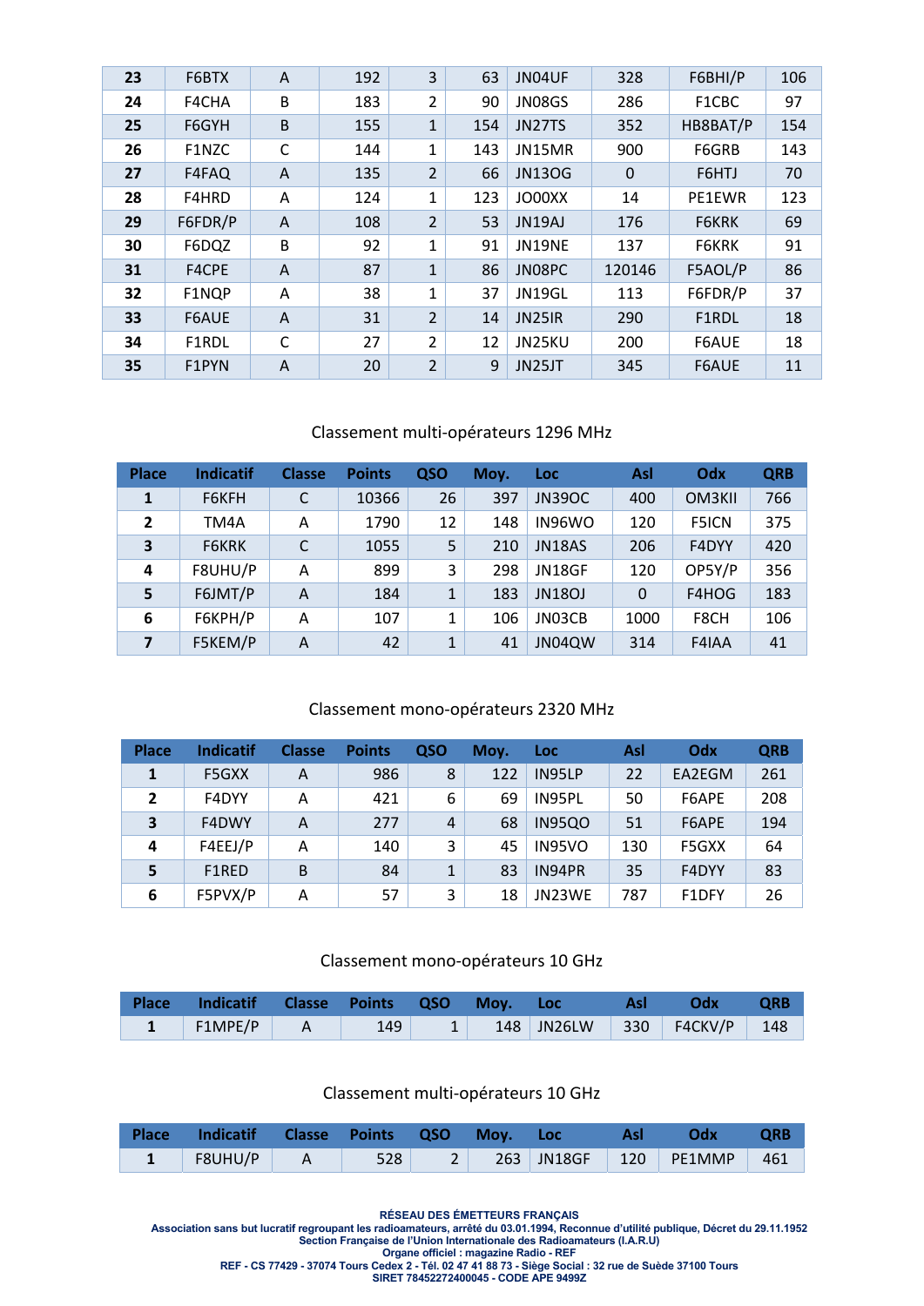| | | | | | | | | | |
|---|---|---|---|---|---|---|---|---|---|
| **23** | F6BTX | A | 192 | 3 | 63 | JN04UF | 328 | F6BHI/P | 106 |
| **24** | F4CHA | B | 183 | 2 | 90 | JN08GS | 286 | F1CBC | 97 |
| **25** | F6GYH | B | 155 | 1 | 154 | JN27TS | 352 | HB8BAT/P | 154 |
| **26** | F1NZC | C | 144 | 1 | 143 | JN15MR | 900 | F6GRB | 143 |
| **27** | F4FAQ | A | 135 | 2 | 66 | JN13OG | 0 | F6HTJ | 70 |
| **28** | F4HRD | A | 124 | 1 | 123 | JO00XX | 14 | PE1EWR | 123 |
| **29** | F6FDR/P | A | 108 | 2 | 53 | JN19AJ | 176 | F6KRK | 69 |
| **30** | F6DQZ | B | 92 | 1 | 91 | JN19NE | 137 | F6KRK | 91 |
| **31** | F4CPE | A | 87 | 1 | 86 | JN08PC | 120146 | F5AOL/P | 86 |
| **32** | F1NQP | A | 38 | 1 | 37 | JN19GL | 113 | F6FDR/P | 37 |
| **33** | F6AUE | A | 31 | 2 | 14 | JN25IR | 290 | F1RDL | 18 |
| **34** | F1RDL | C | 27 | 2 | 12 | JN25KU | 200 | F6AUE | 18 |
| **35** | F1PYN | A | 20 | 2 | 9 | JN25JT | 345 | F6AUE | 11 |

Classement multi-opérateurs 1296 MHz

| Place | Indicatif | Classe | Points | QSO | Moy. | Loc | Asl | Odx | QRB |
|---|---|---|---|---|---|---|---|---|---|
| **1** | F6KFH | C | 10366 | 26 | 397 | JN39OC | 400 | OM3KII | 766 |
| **2** | TM4A | A | 1790 | 12 | 148 | IN96WO | 120 | F5ICN | 375 |
| **3** | F6KRK | C | 1055 | 5 | 210 | JN18AS | 206 | F4DYY | 420 |
| **4** | F8UHU/P | A | 899 | 3 | 298 | JN18GF | 120 | OP5Y/P | 356 |
| **5** | F6JMT/P | A | 184 | 1 | 183 | JN18OJ | 0 | F4HOG | 183 |
| **6** | F6KPH/P | A | 107 | 1 | 106 | JN03CB | 1000 | F8CH | 106 |
| **7** | F5KEM/P | A | 42 | 1 | 41 | JN04QW | 314 | F4IAA | 41 |

Classement mono-opérateurs 2320 MHz

| Place | Indicatif | Classe | Points | QSO | Moy. | Loc | Asl | Odx | QRB |
|---|---|---|---|---|---|---|---|---|---|
| **1** | F5GXX | A | 986 | 8 | 122 | IN95LP | 22 | EA2EGM | 261 |
| **2** | F4DYY | A | 421 | 6 | 69 | IN95PL | 50 | F6APE | 208 |
| **3** | F4DWY | A | 277 | 4 | 68 | IN95QO | 51 | F6APE | 194 |
| **4** | F4EEJ/P | A | 140 | 3 | 45 | IN95VO | 130 | F5GXX | 64 |
| **5** | F1RED | B | 84 | 1 | 83 | IN94PR | 35 | F4DYY | 83 |
| **6** | F5PVX/P | A | 57 | 3 | 18 | JN23WE | 787 | F1DFY | 26 |

Classement mono-opérateurs 10 GHz

| Place | Indicatif | Classe | Points | QSO | Moy. | Loc | Asl | Odx | QRB |
|---|---|---|---|---|---|---|---|---|---|
| **1** | F1MPE/P | A | 149 | 1 | 148 | JN26LW | 330 | F4CKV/P | 148 |

Classement multi-opérateurs 10 GHz

| Place | Indicatif | Classe | Points | QSO | Moy. | Loc | Asl | Odx | QRB |
|---|---|---|---|---|---|---|---|---|---|
| **1** | F8UHU/P | A | 528 | 2 | 263 | JN18GF | 120 | PE1MMP | 461 |

**RÉSEAU DES ÉMETTEURS FRANÇAIS**
**Association sans but lucratif regroupant les radioamateurs, arrêté du 03.01.1994, Reconnue d'utilité publique, Décret du 29.11.1952**
**Section Française de l'Union Internationale des Radioamateurs (I.A.R.U)**
**Organe officiel : magazine Radio - REF**
**REF - CS 77429 - 37074 Tours Cedex 2 - Tél. 02 47 41 88 73 - Siège Social : 32 rue de Suède 37100 Tours**
**SIRET 78452272400045 - CODE APE 9499Z**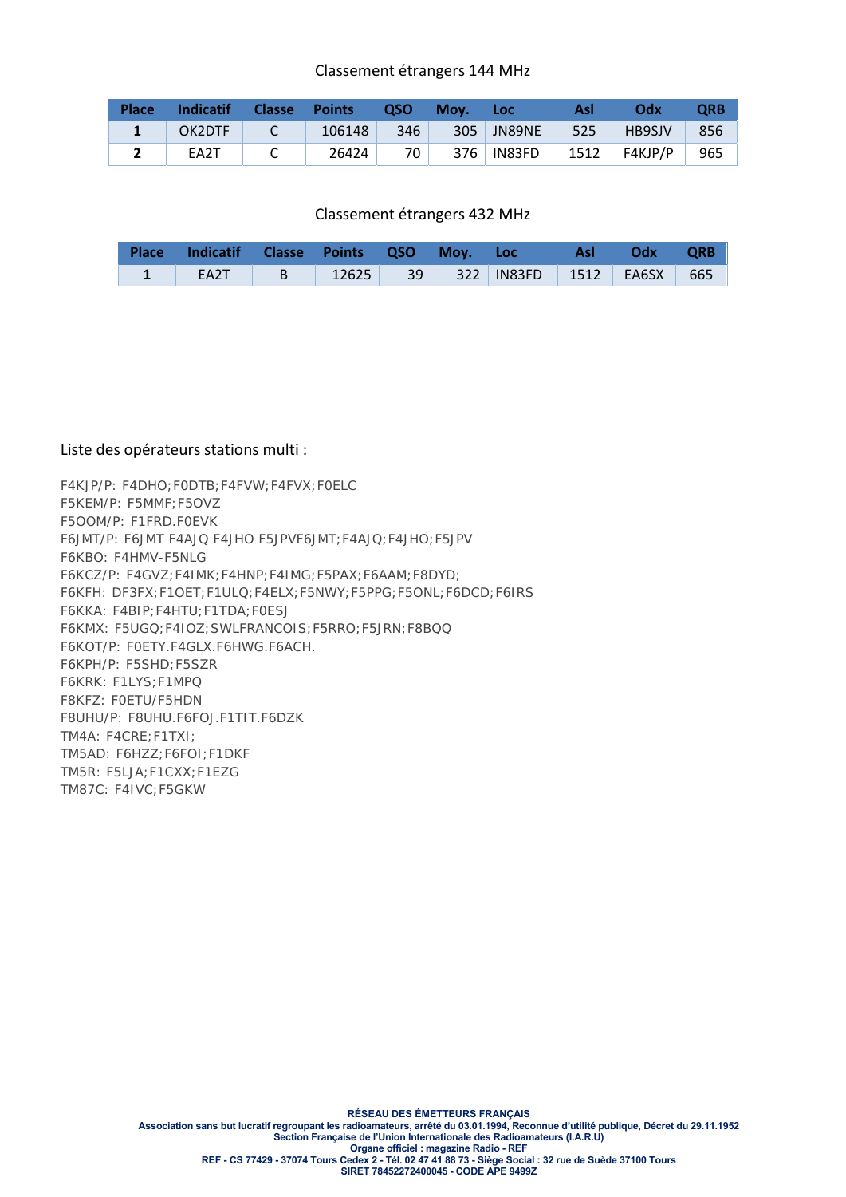Classement étrangers 144 MHz

| Place | Indicatif | Classe | Points | QSO | Moy. | Loc | Asl | Odx | QRB |
|---|---|---|---|---|---|---|---|---|---|
| 1 | OK2DTF | C | 106148 | 346 | 305 | JN89NE | 525 | HB9SJV | 856 |
| 2 | EA2T | C | 26424 | 70 | 376 | IN83FD | 1512 | F4KJP/P | 965 |

Classement étrangers 432 MHz

| Place | Indicatif | Classe | Points | QSO | Moy. | Loc | Asl | Odx | QRB |
|---|---|---|---|---|---|---|---|---|---|
| 1 | EA2T | B | 12625 | 39 | 322 | IN83FD | 1512 | EA6SX | 665 |

Liste des opérateurs stations multi :

F4KJP/P: F4DHO;F0DTB;F4FVW;F4FVX;F0ELC
F5KEM/P: F5MMF;F5OVZ
F5OOM/P: F1FRD.F0EVK
F6JMT/P: F6JMT F4AJQ F4JHO F5JPVF6JMT;F4AJQ;F4JHO;F5JPV
F6KBO: F4HMV-F5NLG
F6KCZ/P: F4GVZ;F4IMK;F4HNP;F4IMG;F5PAX;F6AAM;F8DYD;
F6KFH: DF3FX;F1OET;F1ULQ;F4ELX;F5NWY;F5PPG;F5ONL;F6DCD;F6IRS
F6KKA: F4BIP;F4HTU;F1TDA;F0ESJ
F6KMX: F5UGQ;F4IOZ;SWLFRANCOIS;F5RRO;F5JRN;F8BQQ
F6KOT/P: F0ETY.F4GLX.F6HWG.F6ACH.
F6KPH/P: F5SHD;F5SZR
F6KRK: F1LYS;F1MPQ
F8KFZ: F0ETU/F5HDN
F8UHU/P: F8UHU.F6FOJ.F1TIT.F6DZK
TM4A: F4CRE;F1TXI;
TM5AD: F6HZZ;F6FOI;F1DKF
TM5R: F5LJA;F1CXX;F1EZG
TM87C: F4IVC;F5GKW

**RÉSEAU DES ÉMETTEURS FRANÇAIS**
**Association sans but lucratif regroupant les radioamateurs, arrêté du 03.01.1994, Reconnue d'utilité publique, Décret du 29.11.1952**
**Section Française de l'Union Internationale des Radioamateurs (I.A.R.U)**
**Organe officiel : magazine Radio - REF**
**REF - CS 77429 - 37074 Tours Cedex 2 - Tél. 02 47 41 88 73 - Siège Social : 32 rue de Suède 37100 Tours**
**SIRET 78452272400045 - CODE APE 9499Z**